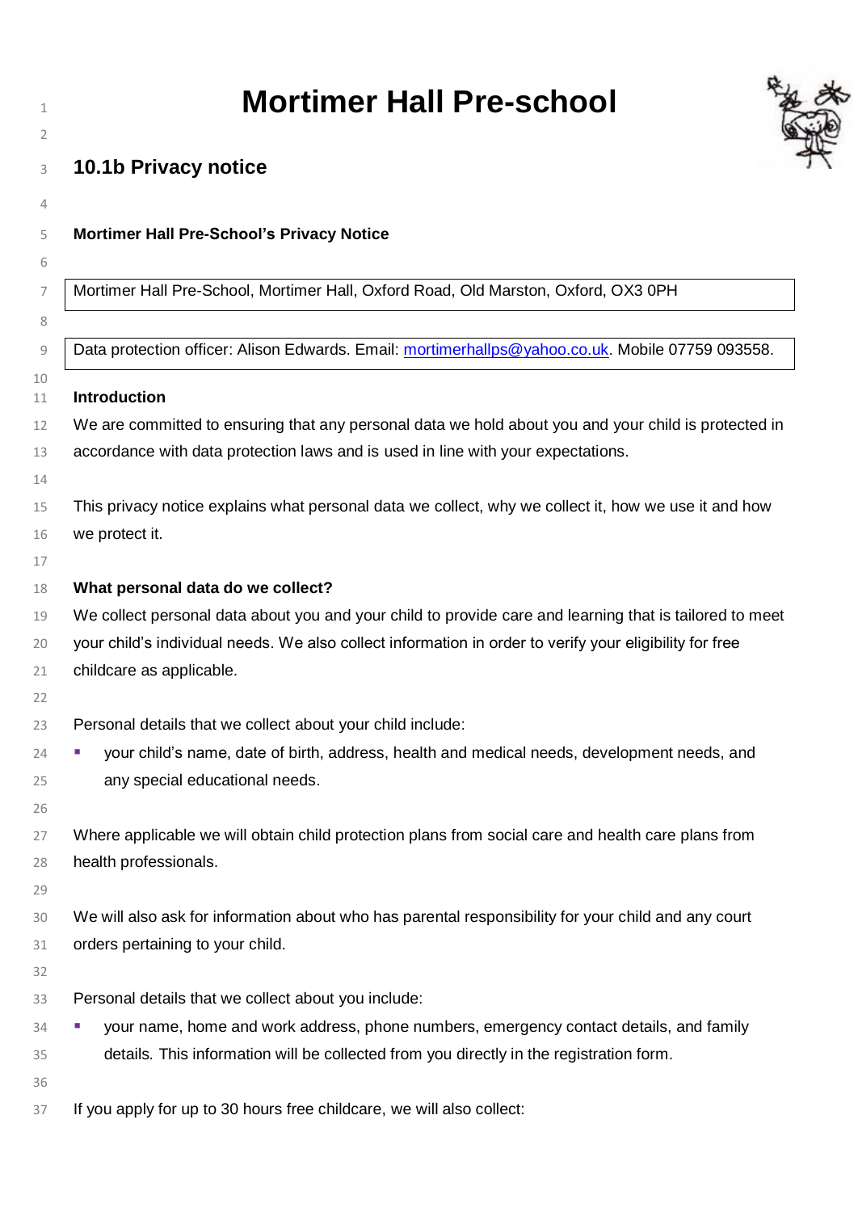# Mortimer Hall Pre-school

## 10.1b Privacy notice

**Mortimer Hall Pre-School's Privacy Notice**

Mortimer Hall Pre-School, Mortimer Hall, Oxford Road, Old Marston, Oxford, OX3 0PH

Data protection officer: Alison Edwards. Email: mortimerhallps@yahoo.co.uk. Mobile 07759 093558.

**Introduction**

We are committed to ensuring that any personal data we hold about you and your child is protected in accordance with data protection laws and is used in line with your expectations.

This privacy notice explains what personal data we collect, why we collect it, how we use it and how we protect it.

**What personal data do we collect?**

We collect personal data about you and your child to provide care and learning that is tailored to meet your child's individual needs. We also collect information in order to verify your eligibility for free childcare as applicable.

Personal details that we collect about your child include:

- your child's name, date of birth, address, health and medical needs, development needs, and any special educational needs.

Where applicable we will obtain child protection plans from social care and health care plans from health professionals.

We will also ask for information about who has parental responsibility for your child and any court orders pertaining to your child.

Personal details that we collect about you include:

- your name, home and work address, phone numbers, emergency contact details, and family details. This information will be collected from you directly in the registration form.

If you apply for up to 30 hours free childcare, we will also collect: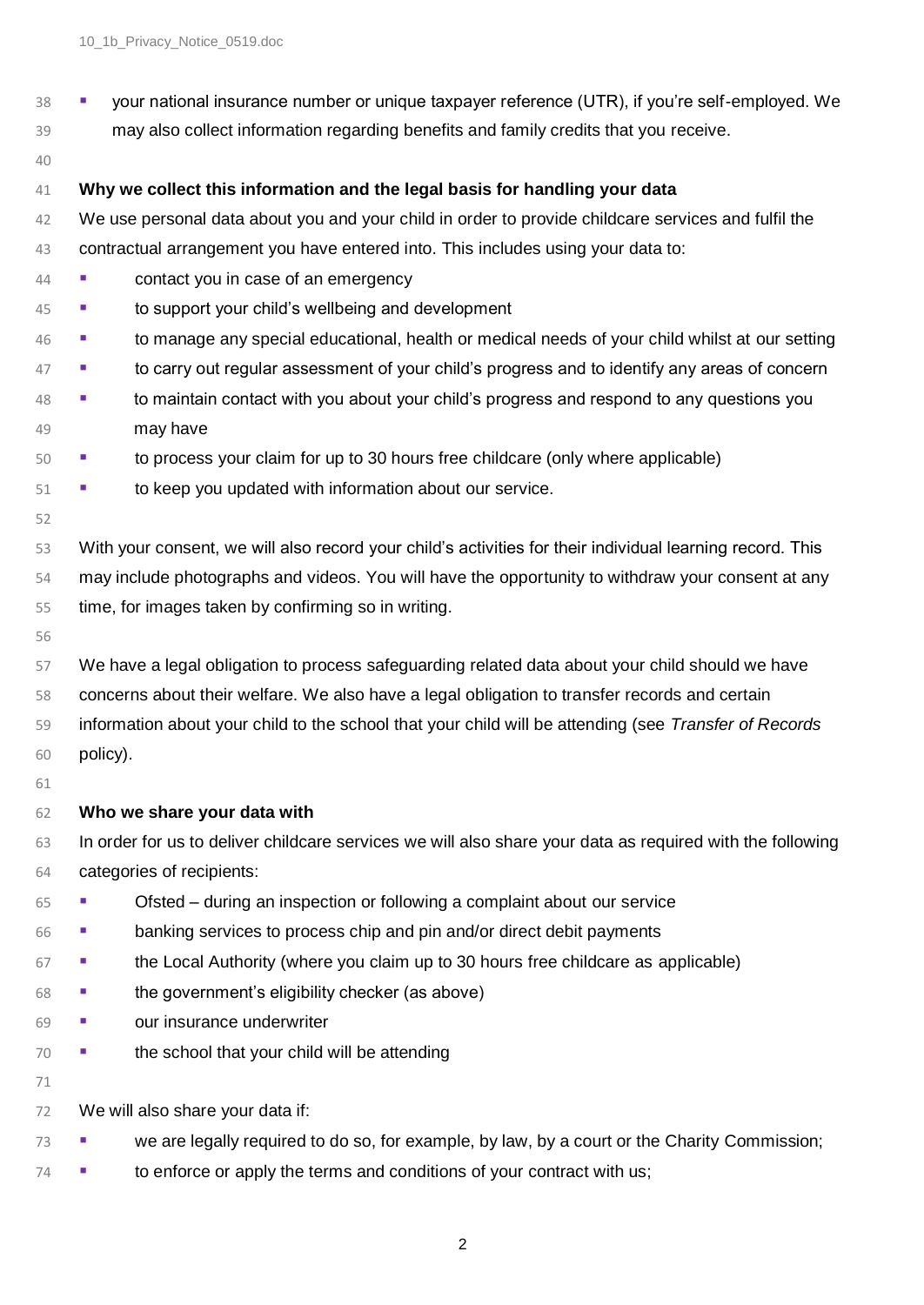- your national insurance number or unique taxpayer reference (UTR), if you're self-employed. We may also collect information regarding benefits and family credits that you receive.

**Why we collect this information and the legal basis for handling your data**

We use personal data about you and your child in order to provide childcare services and fulfil the contractual arrangement you have entered into. This includes using your data to:

- contact you in case of an emergency
- to support your child's wellbeing and development
- to manage any special educational, health or medical needs of your child whilst at our setting
- to carry out regular assessment of your child's progress and to identify any areas of concern
- to maintain contact with you about your child's progress and respond to any questions you may have
- to process your claim for up to 30 hours free childcare (only where applicable)
- to keep you updated with information about our service.

With your consent, we will also record your child's activities for their individual learning record. This may include photographs and videos. You will have the opportunity to withdraw your consent at any time, for images taken by confirming so in writing.

We have a legal obligation to process safeguarding related data about your child should we have concerns about their welfare. We also have a legal obligation to transfer records and certain information about your child to the school that your child will be attending (see *Transfer of Records* policy).

**Who we share your data with**

In order for us to deliver childcare services we will also share your data as required with the following categories of recipients:

- Ofsted – during an inspection or following a complaint about our service
- banking services to process chip and pin and/or direct debit payments
- the Local Authority (where you claim up to 30 hours free childcare as applicable)
- the government's eligibility checker (as above)
- our insurance underwriter
- the school that your child will be attending

We will also share your data if:

- we are legally required to do so, for example, by law, by a court or the Charity Commission;
- to enforce or apply the terms and conditions of your contract with us;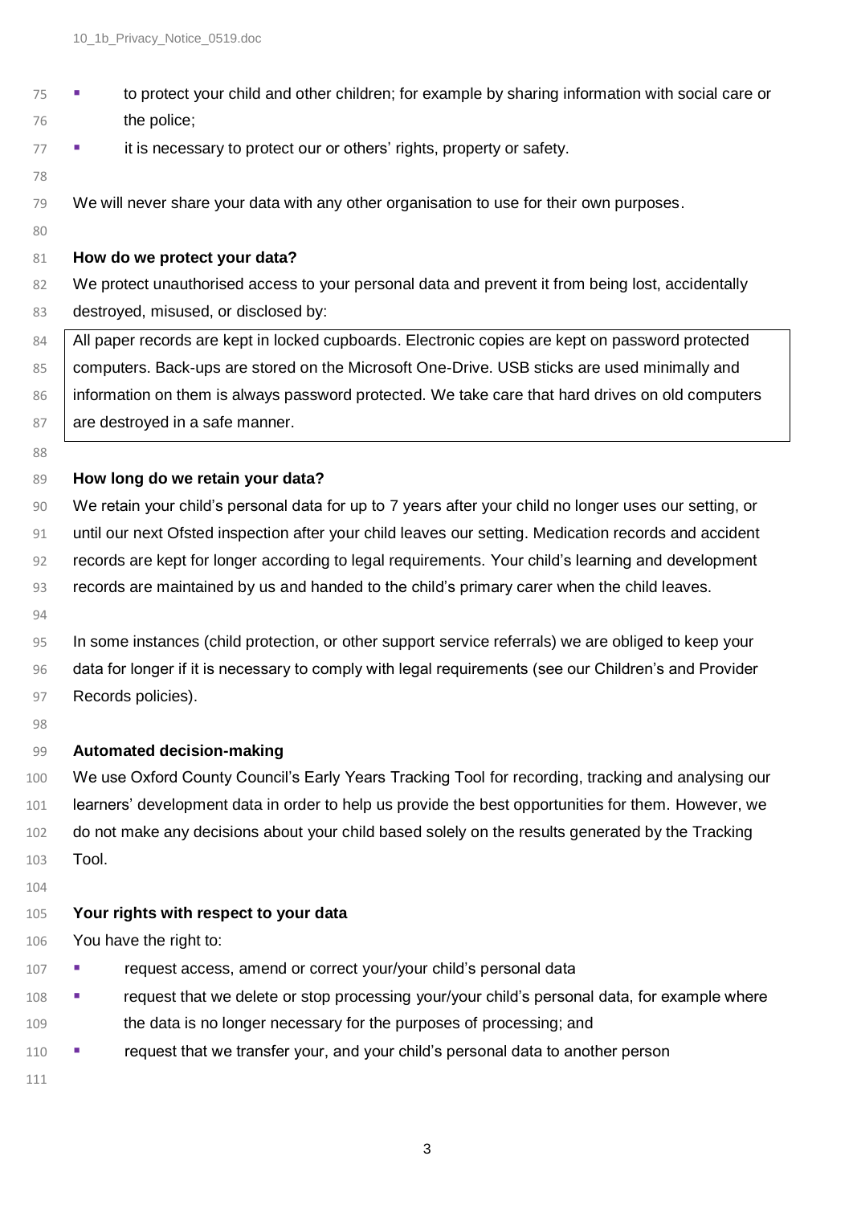- to protect your child and other children; for example by sharing information with social care or the police;
- it is necessary to protect our or others' rights, property or safety.

We will never share your data with any other organisation to use for their own purposes.

**How do we protect your data?**

We protect unauthorised access to your personal data and prevent it from being lost, accidentally destroyed, misused, or disclosed by:

All paper records are kept in locked cupboards. Electronic copies are kept on password protected computers. Back-ups are stored on the Microsoft One-Drive. USB sticks are used minimally and information on them is always password protected. We take care that hard drives on old computers are destroyed in a safe manner.

**How long do we retain your data?**

We retain your child's personal data for up to 7 years after your child no longer uses our setting, or until our next Ofsted inspection after your child leaves our setting. Medication records and accident records are kept for longer according to legal requirements. Your child's learning and development records are maintained by us and handed to the child's primary carer when the child leaves.

In some instances (child protection, or other support service referrals) we are obliged to keep your data for longer if it is necessary to comply with legal requirements (see our Children's and Provider Records policies).

**Automated decision-making**

We use Oxford County Council's Early Years Tracking Tool for recording, tracking and analysing our learners' development data in order to help us provide the best opportunities for them. However, we do not make any decisions about your child based solely on the results generated by the Tracking Tool.

**Your rights with respect to your data**

You have the right to:

- request access, amend or correct your/your child's personal data
- request that we delete or stop processing your/your child's personal data, for example where the data is no longer necessary for the purposes of processing; and
- request that we transfer your, and your child's personal data to another person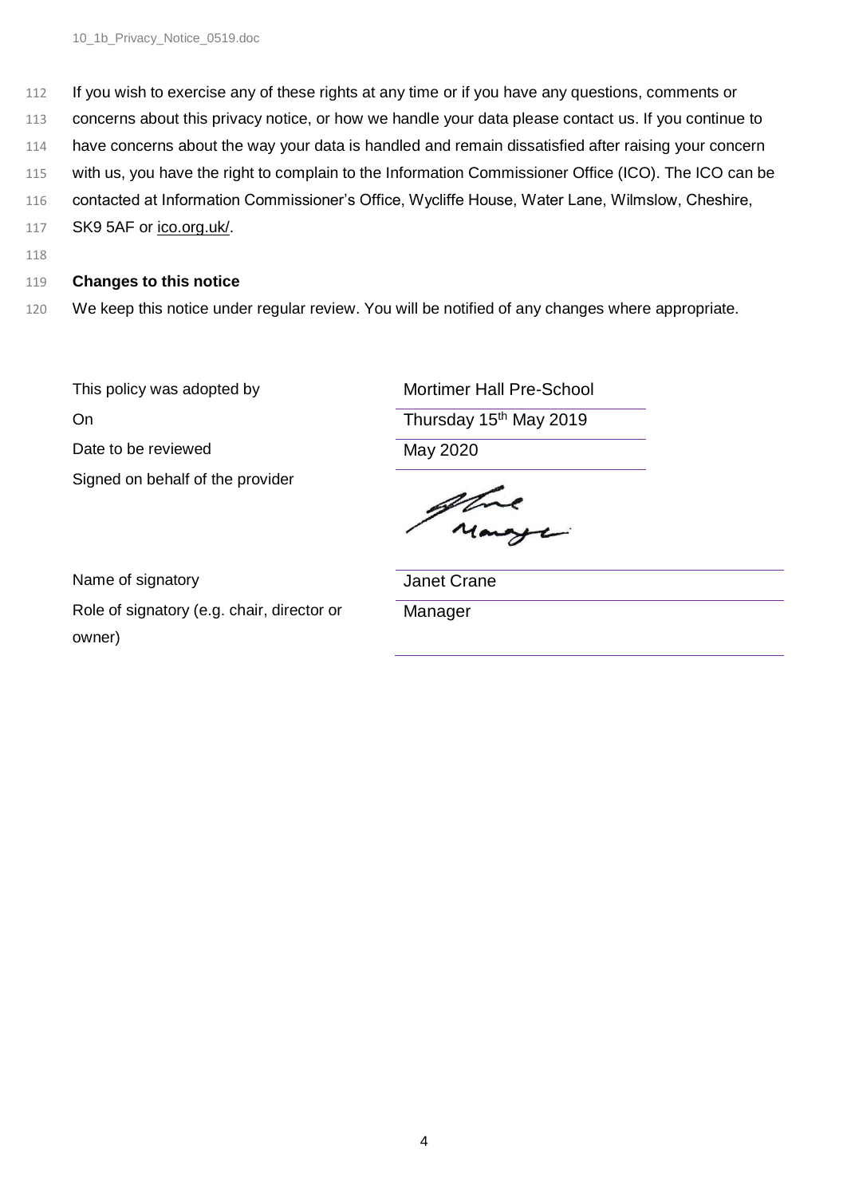If you wish to exercise any of these rights at any time or if you have any questions, comments or concerns about this privacy notice, or how we handle your data please contact us. If you continue to have concerns about the way your data is handled and remain dissatisfied after raising your concern with us, you have the right to complain to the Information Commissioner Office (ICO). The ICO can be contacted at Information Commissioner's Office, Wycliffe House, Water Lane, Wilmslow, Cheshire, SK9 5AF or ico.org.uk/.

**Changes to this notice**

We keep this notice under regular review. You will be notified of any changes where appropriate.

| | |
|---|---|
| This policy was adopted by | Mortimer Hall Pre-School |
| On | Thursday 15th May 2019 |
| Date to be reviewed | May 2020 |
| Signed on behalf of the provider | |
| Name of signatory | Janet Crane |
| Role of signatory (e.g. chair, director or owner) | Manager |